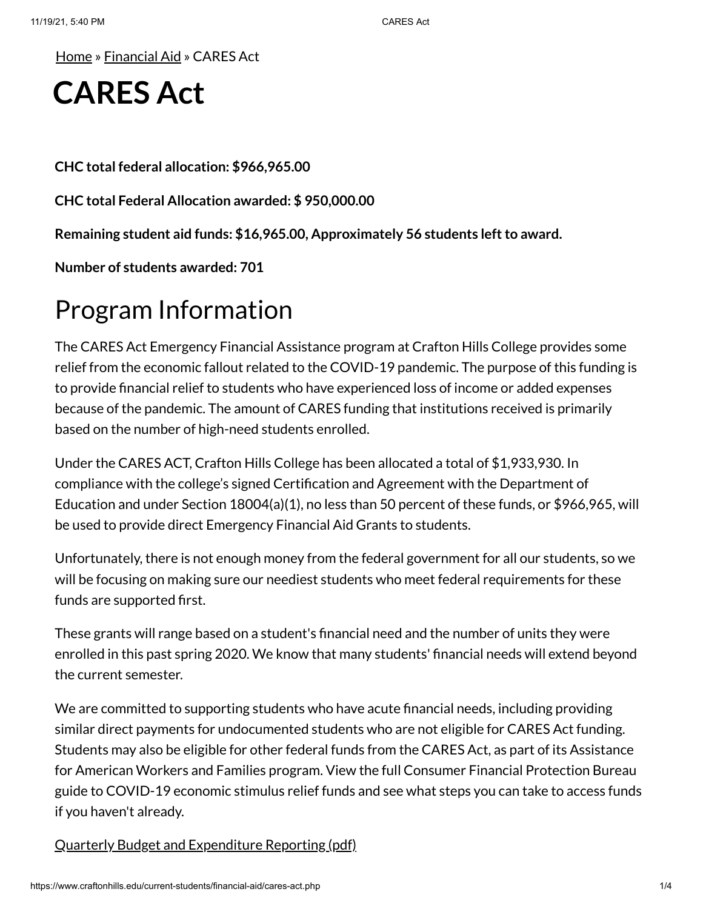Home » Financial Aid » CARES Act

# CARES Act

**CHC total federal allocation: $966,965.00**

**CHC total Federal Allocation awarded: $ 950,000.00**

**Remaining student aid funds: $16,965.00, Approximately 56 students left to award.**

**Number of students awarded: 701**

## Program Information

The CARES Act Emergency Financial Assistance program at Crafton Hills College provides some relief from the economic fallout related to the COVID-19 pandemic. The purpose of this funding is to provide financial relief to students who have experienced loss of income or added expenses because of the pandemic. The amount of CARES funding that institutions received is primarily based on the number of high-need students enrolled.

Under the CARES ACT, Crafton Hills College has been allocated a total of $1,933,930. In compliance with the college's signed Certification and Agreement with the Department of Education and under Section 18004(a)(1), no less than 50 percent of these funds, or $966,965, will be used to provide direct Emergency Financial Aid Grants to students.

Unfortunately, there is not enough money from the federal government for all our students, so we will be focusing on making sure our neediest students who meet federal requirements for these funds are supported first.

These grants will range based on a student's financial need and the number of units they were enrolled in this past spring 2020. We know that many students' financial needs will extend beyond the current semester.

We are committed to supporting students who have acute financial needs, including providing similar direct payments for undocumented students who are not eligible for CARES Act funding. Students may also be eligible for other federal funds from the CARES Act, as part of its Assistance for American Workers and Families program. View the full Consumer Financial Protection Bureau guide to COVID-19 economic stimulus relief funds and see what steps you can take to access funds if you haven't already.

Quarterly Budget and Expenditure Reporting (pdf)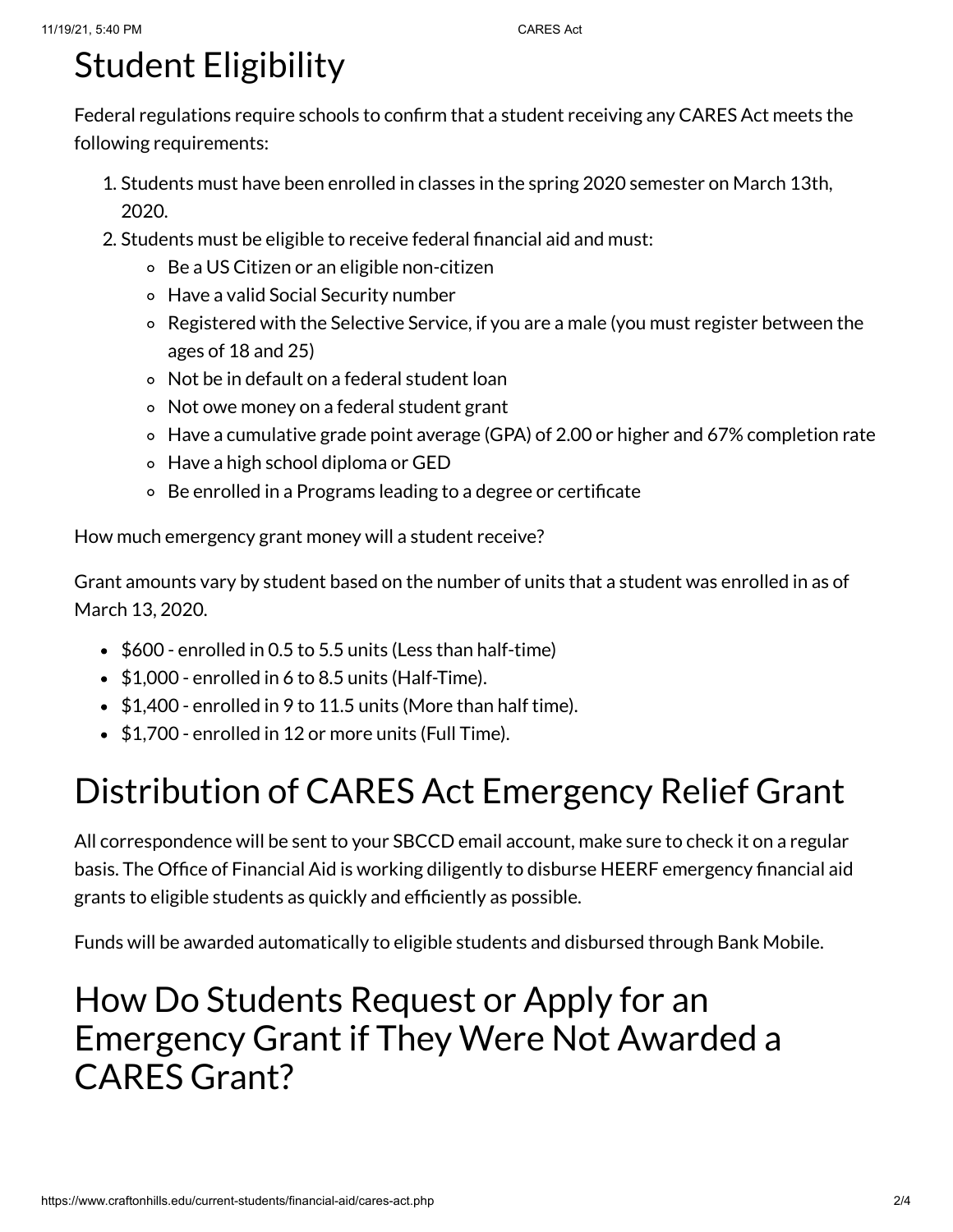# Student Eligibility

Federal regulations require schools to confirm that a student receiving any CARES Act meets the following requirements:

1. Students must have been enrolled in classes in the spring 2020 semester on March 13th, 2020.
2. Students must be eligible to receive federal financial aid and must:
   - Be a US Citizen or an eligible non-citizen
   - Have a valid Social Security number
   - Registered with the Selective Service, if you are a male (you must register between the ages of 18 and 25)
   - Not be in default on a federal student loan
   - Not owe money on a federal student grant
   - Have a cumulative grade point average (GPA) of 2.00 or higher and 67% completion rate
   - Have a high school diploma or GED
   - Be enrolled in a Programs leading to a degree or certificate

How much emergency grant money will a student receive?

Grant amounts vary by student based on the number of units that a student was enrolled in as of March 13, 2020.

- $600 - enrolled in 0.5 to 5.5 units (Less than half-time)
- $1,000 - enrolled in 6 to 8.5 units (Half-Time).
- $1,400 - enrolled in 9 to 11.5 units (More than half time).
- $1,700 - enrolled in 12 or more units (Full Time).

# Distribution of CARES Act Emergency Relief Grant

All correspondence will be sent to your SBCCD email account, make sure to check it on a regular basis. The Office of Financial Aid is working diligently to disburse HEERF emergency financial aid grants to eligible students as quickly and efficiently as possible.

Funds will be awarded automatically to eligible students and disbursed through Bank Mobile.

# How Do Students Request or Apply for an Emergency Grant if They Were Not Awarded a CARES Grant?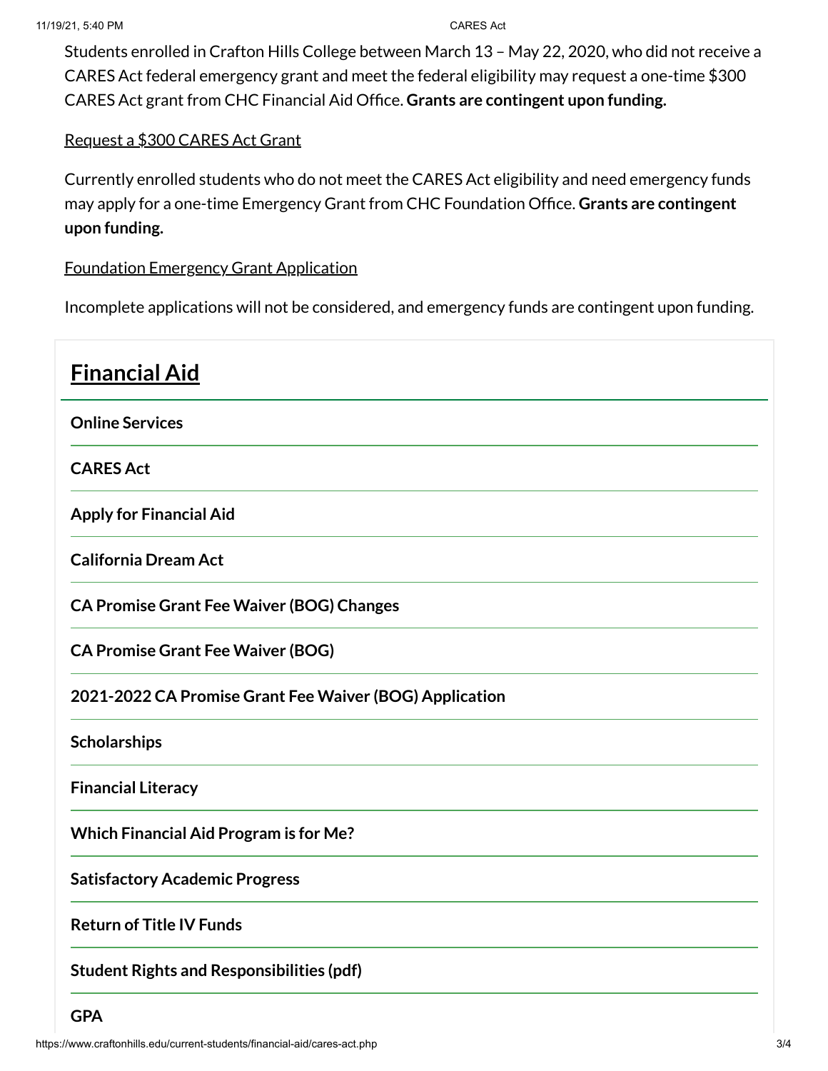Students enrolled in Crafton Hills College between March 13 – May 22, 2020, who did not receive a CARES Act federal emergency grant and meet the federal eligibility may request a one-time $300 CARES Act grant from CHC Financial Aid Office. **Grants are contingent upon funding.**

Request a $300 CARES Act Grant

Currently enrolled students who do not meet the CARES Act eligibility and need emergency funds may apply for a one-time Emergency Grant from CHC Foundation Office. **Grants are contingent upon funding.**

Foundation Emergency Grant Application

Incomplete applications will not be considered, and emergency funds are contingent upon funding.

## Financial Aid

**Online Services**

**CARES Act**

**Apply for Financial Aid**

**California Dream Act**

**CA Promise Grant Fee Waiver (BOG) Changes**

**CA Promise Grant Fee Waiver (BOG)**

**2021-2022 CA Promise Grant Fee Waiver (BOG) Application**

**Scholarships**

**Financial Literacy**

**Which Financial Aid Program is for Me?**

**Satisfactory Academic Progress**

**Return of Title IV Funds**

**Student Rights and Responsibilities (pdf)**

**GPA**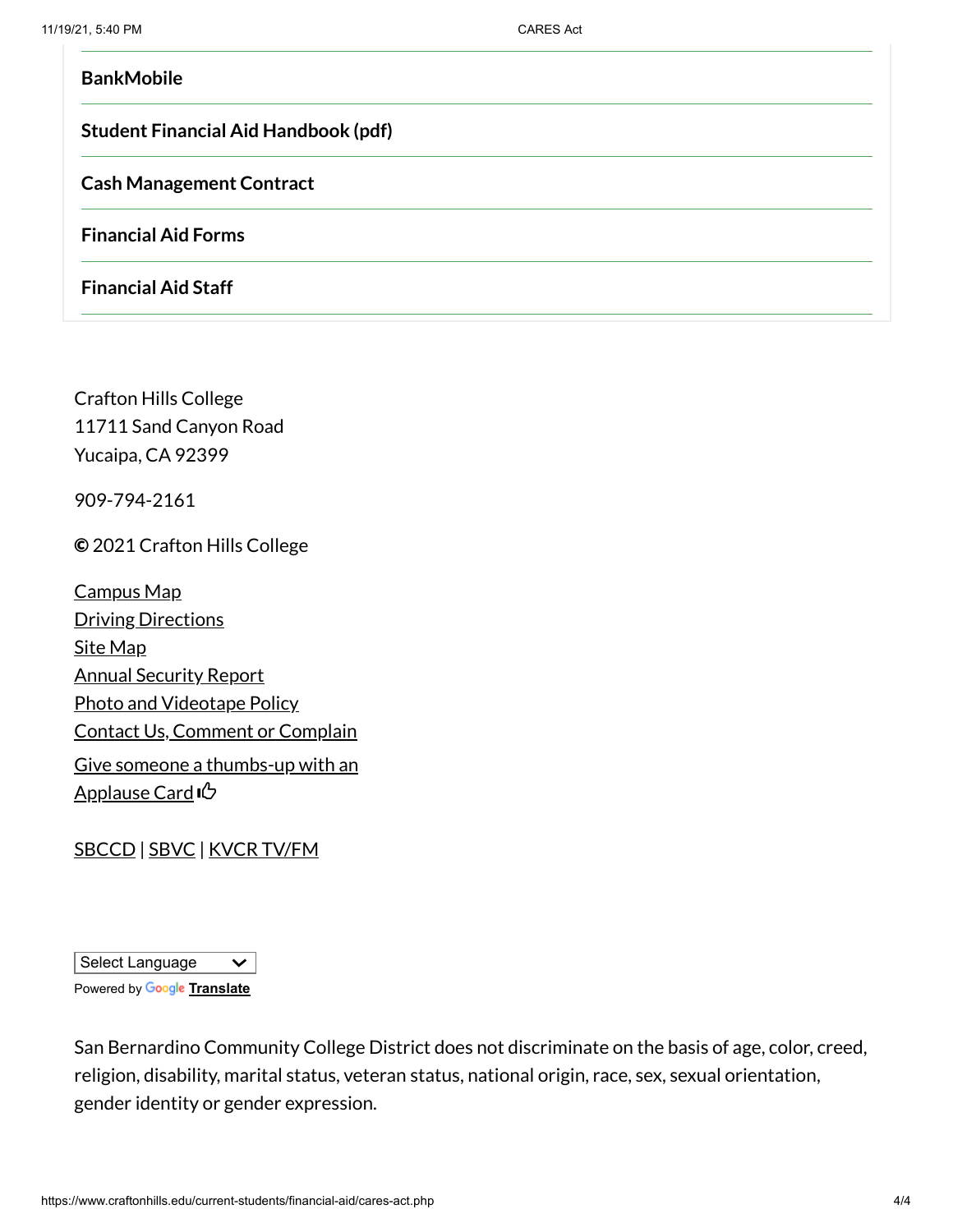**BankMobile**

**Student Financial Aid Handbook (pdf)**

**Cash Management Contract**

**Financial Aid Forms**

**Financial Aid Staff**

Crafton Hills College
11711 Sand Canyon Road
Yucaipa, CA 92399

909-794-2161

**©** 2021 Crafton Hills College

Campus Map
Driving Directions
Site Map
Annual Security Report
Photo and Videotape Policy
Contact Us, Comment or Complain
Give someone a thumbs-up with an Applause Card

SBCCD | SBVC | KVCR TV/FM

Select Language
Powered by Google **Translate**

San Bernardino Community College District does not discriminate on the basis of age, color, creed, religion, disability, marital status, veteran status, national origin, race, sex, sexual orientation, gender identity or gender expression.